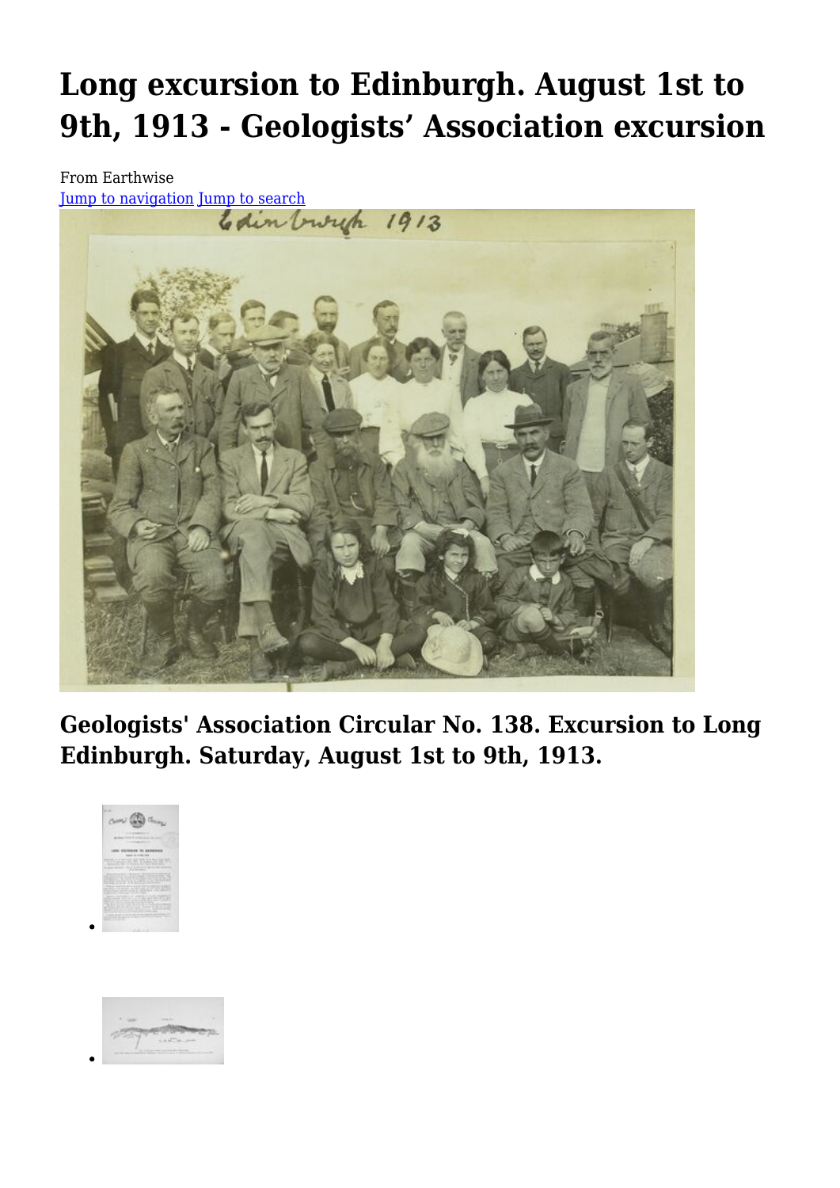# Long excursion to Edinburgh. August 1st to 9th, 1913 - Geologists' Association excursion

From Earthwise

Jump to navigation Jump to search

## Geologists' Association Circular No. 138. Excursion to Long Edinburgh. Saturday, August 1st to 9th, 1913.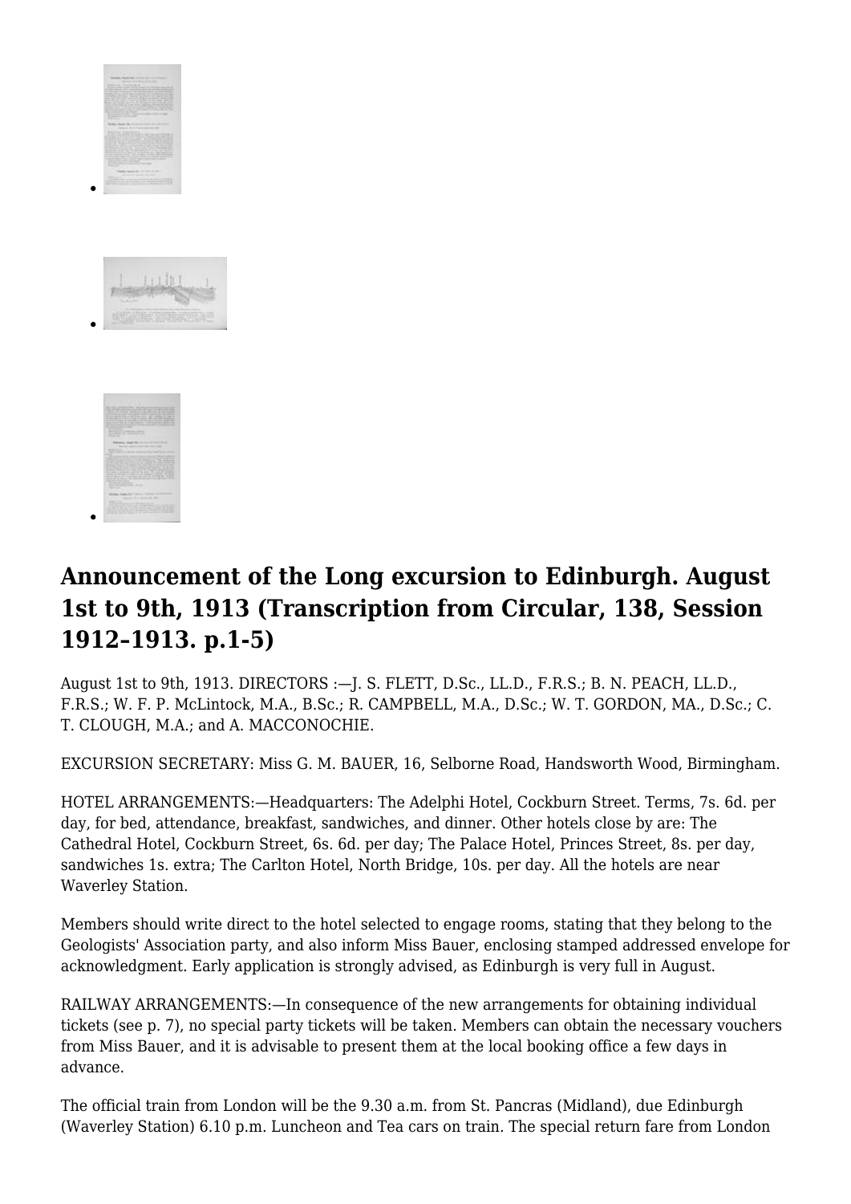## Announcement of the Long excursion to Edinburgh. August 1st to 9th, 1913 (Transcription from Circular, 138, Session 1912–1913. p.1-5)

August 1st to 9th, 1913. DIRECTORS :—J. S. FLETT, D.Sc., LL.D., F.R.S.; B. N. PEACH, LL.D., F.R.S.; W. F. P. McLintock, M.A., B.Sc.; R. CAMPBELL, M.A., D.Sc.; W. T. GORDON, MA., D.Sc.; C. T. CLOUGH, M.A.; and A. MACCONOCHIE.

EXCURSION SECRETARY: Miss G. M. BAUER, 16, Selborne Road, Handsworth Wood, Birmingham.

HOTEL ARRANGEMENTS:—Headquarters: The Adelphi Hotel, Cockburn Street. Terms, 7s. 6d. per day, for bed, attendance, breakfast, sandwiches, and dinner. Other hotels close by are: The Cathedral Hotel, Cockburn Street, 6s. 6d. per day; The Palace Hotel, Princes Street, 8s. per day, sandwiches 1s. extra; The Carlton Hotel, North Bridge, 10s. per day. All the hotels are near Waverley Station.

Members should write direct to the hotel selected to engage rooms, stating that they belong to the Geologists' Association party, and also inform Miss Bauer, enclosing stamped addressed envelope for acknowledgment. Early application is strongly advised, as Edinburgh is very full in August.

RAILWAY ARRANGEMENTS:—In consequence of the new arrangements for obtaining individual tickets (see p. 7), no special party tickets will be taken. Members can obtain the necessary vouchers from Miss Bauer, and it is advisable to present them at the local booking office a few days in advance.

The official train from London will be the 9.30 a.m. from St. Pancras (Midland), due Edinburgh (Waverley Station) 6.10 p.m. Luncheon and Tea cars on train. The special return fare from London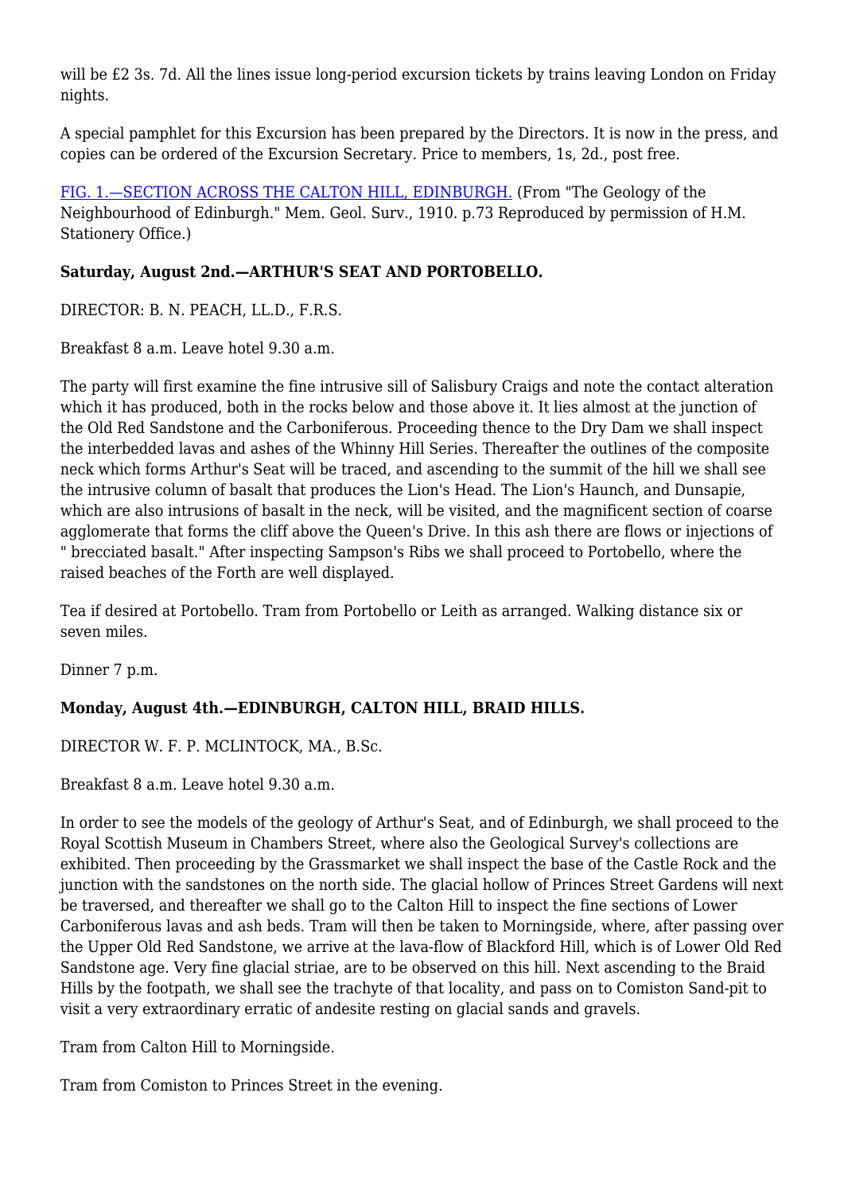will be £2 3s. 7d. All the lines issue long-period excursion tickets by trains leaving London on Friday nights.

A special pamphlet for this Excursion has been prepared by the Directors. It is now in the press, and copies can be ordered of the Excursion Secretary. Price to members, 1s, 2d., post free.

FIG. 1.—SECTION ACROSS THE CALTON HILL, EDINBURGH. (From "The Geology of the Neighbourhood of Edinburgh." Mem. Geol. Surv., 1910. p.73 Reproduced by permission of H.M. Stationery Office.)

**Saturday, August 2nd.—ARTHUR'S SEAT AND PORTOBELLO.**

DIRECTOR: B. N. PEACH, LL.D., F.R.S.

Breakfast 8 a.m. Leave hotel 9.30 a.m.

The party will first examine the fine intrusive sill of Salisbury Craigs and note the contact alteration which it has produced, both in the rocks below and those above it. It lies almost at the junction of the Old Red Sandstone and the Carboniferous. Proceeding thence to the Dry Dam we shall inspect the interbedded lavas and ashes of the Whinny Hill Series. Thereafter the outlines of the composite neck which forms Arthur's Seat will be traced, and ascending to the summit of the hill we shall see the intrusive column of basalt that produces the Lion's Head. The Lion's Haunch, and Dunsapie, which are also intrusions of basalt in the neck, will be visited, and the magnificent section of coarse agglomerate that forms the cliff above the Queen's Drive. In this ash there are flows or injections of " brecciated basalt." After inspecting Sampson's Ribs we shall proceed to Portobello, where the raised beaches of the Forth are well displayed.

Tea if desired at Portobello. Tram from Portobello or Leith as arranged. Walking distance six or seven miles.

Dinner 7 p.m.

**Monday, August 4th.—EDINBURGH, CALTON HILL, BRAID HILLS.**

DIRECTOR W. F. P. MCLINTOCK, MA., B.Sc.

Breakfast 8 a.m. Leave hotel 9.30 a.m.

In order to see the models of the geology of Arthur's Seat, and of Edinburgh, we shall proceed to the Royal Scottish Museum in Chambers Street, where also the Geological Survey's collections are exhibited. Then proceeding by the Grassmarket we shall inspect the base of the Castle Rock and the junction with the sandstones on the north side. The glacial hollow of Princes Street Gardens will next be traversed, and thereafter we shall go to the Calton Hill to inspect the fine sections of Lower Carboniferous lavas and ash beds. Tram will then be taken to Morningside, where, after passing over the Upper Old Red Sandstone, we arrive at the lava-flow of Blackford Hill, which is of Lower Old Red Sandstone age. Very fine glacial striae, are to be observed on this hill. Next ascending to the Braid Hills by the footpath, we shall see the trachyte of that locality, and pass on to Comiston Sand-pit to visit a very extraordinary erratic of andesite resting on glacial sands and gravels.

Tram from Calton Hill to Morningside.

Tram from Comiston to Princes Street in the evening.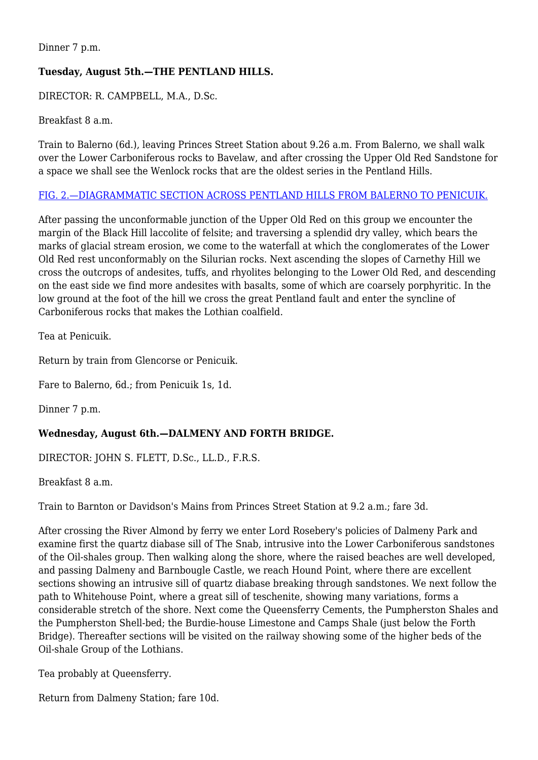Dinner 7 p.m.

**Tuesday, August 5th.—THE PENTLAND HILLS.**

DIRECTOR: R. CAMPBELL, M.A., D.Sc.

Breakfast 8 a.m.

Train to Balerno (6d.), leaving Princes Street Station about 9.26 a.m. From Balerno, we shall walk over the Lower Carboniferous rocks to Bavelaw, and after crossing the Upper Old Red Sandstone for a space we shall see the Wenlock rocks that are the oldest series in the Pentland Hills.

FIG. 2.—DIAGRAMMATIC SECTION ACROSS PENTLAND HILLS FROM BALERNO TO PENICUIK.

After passing the unconformable junction of the Upper Old Red on this group we encounter the margin of the Black Hill laccolite of felsite; and traversing a splendid dry valley, which bears the marks of glacial stream erosion, we come to the waterfall at which the conglomerates of the Lower Old Red rest unconformably on the Silurian rocks. Next ascending the slopes of Carnethy Hill we cross the outcrops of andesites, tuffs, and rhyolites belonging to the Lower Old Red, and descending on the east side we find more andesites with basalts, some of which are coarsely porphyritic. In the low ground at the foot of the hill we cross the great Pentland fault and enter the syncline of Carboniferous rocks that makes the Lothian coalfield.

Tea at Penicuik.

Return by train from Glencorse or Penicuik.

Fare to Balerno, 6d.; from Penicuik 1s, 1d.

Dinner 7 p.m.

**Wednesday, August 6th.—DALMENY AND FORTH BRIDGE.**

DIRECTOR: JOHN S. FLETT, D.Sc., LL.D., F.R.S.

Breakfast 8 a.m.

Train to Barnton or Davidson's Mains from Princes Street Station at 9.2 a.m.; fare 3d.

After crossing the River Almond by ferry we enter Lord Rosebery's policies of Dalmeny Park and examine first the quartz diabase sill of The Snab, intrusive into the Lower Carboniferous sandstones of the Oil-shales group. Then walking along the shore, where the raised beaches are well developed, and passing Dalmeny and Barnbougle Castle, we reach Hound Point, where there are excellent sections showing an intrusive sill of quartz diabase breaking through sandstones. We next follow the path to Whitehouse Point, where a great sill of teschenite, showing many variations, forms a considerable stretch of the shore. Next come the Queensferry Cements, the Pumpherston Shales and the Pumpherston Shell-bed; the Burdie-house Limestone and Camps Shale (just below the Forth Bridge). Thereafter sections will be visited on the railway showing some of the higher beds of the Oil-shale Group of the Lothians.

Tea probably at Queensferry.

Return from Dalmeny Station; fare 10d.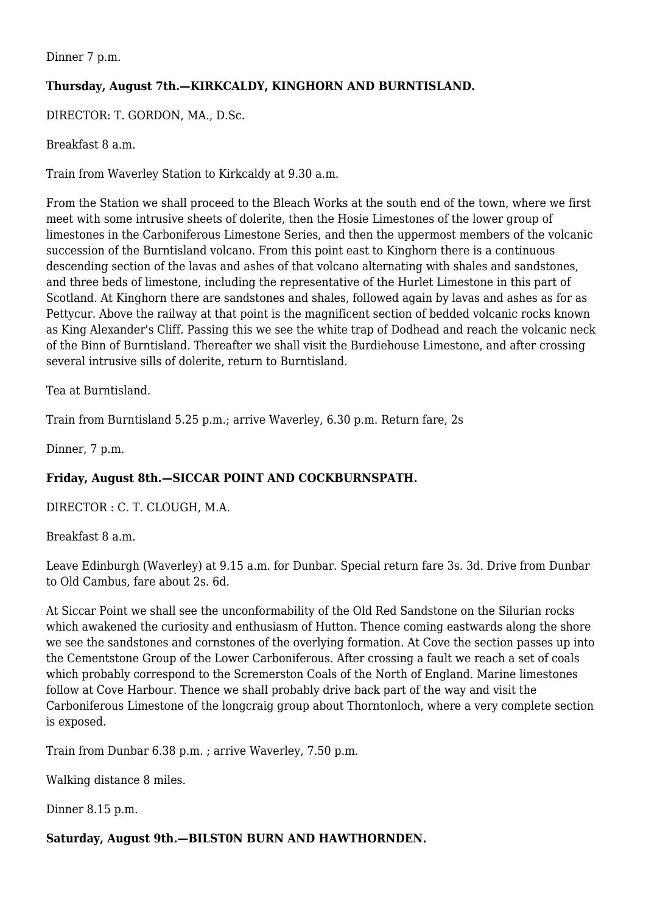Dinner 7 p.m.

**Thursday, August 7th.—KIRKCALDY, KINGHORN AND BURNTISLAND.**

DIRECTOR: T. GORDON, MA., D.Sc.

Breakfast 8 a.m.

Train from Waverley Station to Kirkcaldy at 9.30 a.m.

From the Station we shall proceed to the Bleach Works at the south end of the town, where we first meet with some intrusive sheets of dolerite, then the Hosie Limestones of the lower group of limestones in the Carboniferous Limestone Series, and then the uppermost members of the volcanic succession of the Burntisland volcano. From this point east to Kinghorn there is a continuous descending section of the lavas and ashes of that volcano alternating with shales and sandstones, and three beds of limestone, including the representative of the Hurlet Limestone in this part of Scotland. At Kinghorn there are sandstones and shales, followed again by lavas and ashes as for as Pettycur. Above the railway at that point is the magnificent section of bedded volcanic rocks known as King Alexander's Cliff. Passing this we see the white trap of Dodhead and reach the volcanic neck of the Binn of Burntisland. Thereafter we shall visit the Burdiehouse Limestone, and after crossing several intrusive sills of dolerite, return to Burntisland.

Tea at Burntisland.

Train from Burntisland 5.25 p.m.; arrive Waverley, 6.30 p.m. Return fare, 2s

Dinner, 7 p.m.

**Friday, August 8th.—SICCAR POINT AND COCKBURNSPATH.**

DIRECTOR : C. T. CLOUGH, M.A.

Breakfast 8 a.m.

Leave Edinburgh (Waverley) at 9.15 a.m. for Dunbar. Special return fare 3s. 3d. Drive from Dunbar to Old Cambus, fare about 2s. 6d.

At Siccar Point we shall see the unconformability of the Old Red Sandstone on the Silurian rocks which awakened the curiosity and enthusiasm of Hutton. Thence coming eastwards along the shore we see the sandstones and cornstones of the overlying formation. At Cove the section passes up into the Cementstone Group of the Lower Carboniferous. After crossing a fault we reach a set of coals which probably correspond to the Scremerston Coals of the North of England. Marine limestones follow at Cove Harbour. Thence we shall probably drive back part of the way and visit the Carboniferous Limestone of the longcraig group about Thorntonloch, where a very complete section is exposed.

Train from Dunbar 6.38 p.m. ; arrive Waverley, 7.50 p.m.

Walking distance 8 miles.

Dinner 8.15 p.m.

**Saturday, August 9th.—BILST0N BURN AND HAWTHORNDEN.**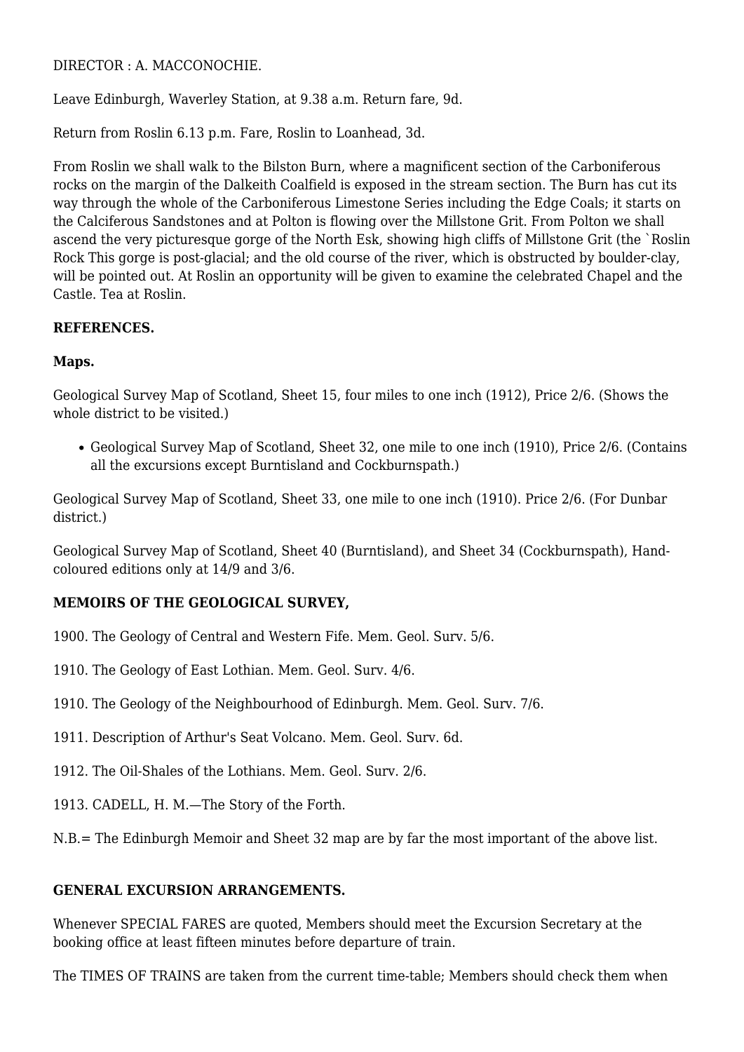DIRECTOR : A. MACCONOCHIE.

Leave Edinburgh, Waverley Station, at 9.38 a.m. Return fare, 9d.

Return from Roslin 6.13 p.m. Fare, Roslin to Loanhead, 3d.

From Roslin we shall walk to the Bilston Burn, where a magnificent section of the Carboniferous rocks on the margin of the Dalkeith Coalfield is exposed in the stream section. The Burn has cut its way through the whole of the Carboniferous Limestone Series including the Edge Coals; it starts on the Calciferous Sandstones and at Polton is flowing over the Millstone Grit. From Polton we shall ascend the very picturesque gorge of the North Esk, showing high cliffs of Millstone Grit (the `Roslin Rock This gorge is post-glacial; and the old course of the river, which is obstructed by boulder-clay, will be pointed out. At Roslin an opportunity will be given to examine the celebrated Chapel and the Castle. Tea at Roslin.

**REFERENCES.**

**Maps.**

Geological Survey Map of Scotland, Sheet 15, four miles to one inch (1912), Price 2/6. (Shows the whole district to be visited.)

- Geological Survey Map of Scotland, Sheet 32, one mile to one inch (1910), Price 2/6. (Contains all the excursions except Burntisland and Cockburnspath.)

Geological Survey Map of Scotland, Sheet 33, one mile to one inch (1910). Price 2/6. (For Dunbar district.)

Geological Survey Map of Scotland, Sheet 40 (Burntisland), and Sheet 34 (Cockburnspath), Hand-coloured editions only at 14/9 and 3/6.

**MEMOIRS OF THE GEOLOGICAL SURVEY,**

1900. The Geology of Central and Western Fife. Mem. Geol. Surv. 5/6.

1910. The Geology of East Lothian. Mem. Geol. Surv. 4/6.

1910. The Geology of the Neighbourhood of Edinburgh. Mem. Geol. Surv. 7/6.

1911. Description of Arthur's Seat Volcano. Mem. Geol. Surv. 6d.

1912. The Oil-Shales of the Lothians. Mem. Geol. Surv. 2/6.

1913. CADELL, H. M.—The Story of the Forth.

N.B.= The Edinburgh Memoir and Sheet 32 map are by far the most important of the above list.

**GENERAL EXCURSION ARRANGEMENTS.**

Whenever SPECIAL FARES are quoted, Members should meet the Excursion Secretary at the booking office at least fifteen minutes before departure of train.

The TIMES OF TRAINS are taken from the current time-table; Members should check them when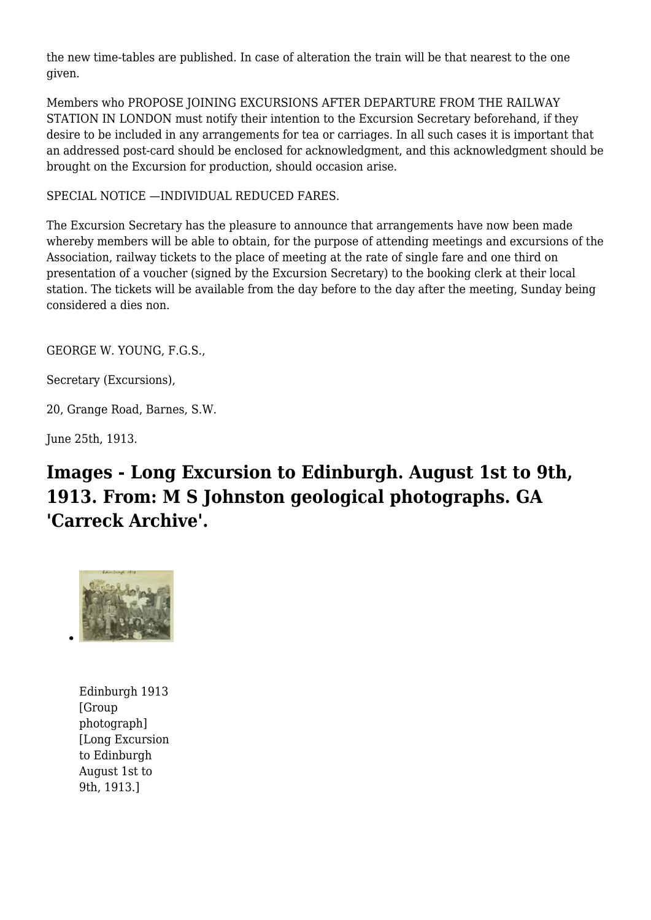the new time-tables are published. In case of alteration the train will be that nearest to the one given.

Members who PROPOSE JOINING EXCURSIONS AFTER DEPARTURE FROM THE RAILWAY STATION IN LONDON must notify their intention to the Excursion Secretary beforehand, if they desire to be included in any arrangements for tea or carriages. In all such cases it is important that an addressed post-card should be enclosed for acknowledgment, and this acknowledgment should be brought on the Excursion for production, should occasion arise.

SPECIAL NOTICE —INDIVIDUAL REDUCED FARES.

The Excursion Secretary has the pleasure to announce that arrangements have now been made whereby members will be able to obtain, for the purpose of attending meetings and excursions of the Association, railway tickets to the place of meeting at the rate of single fare and one third on presentation of a voucher (signed by the Excursion Secretary) to the booking clerk at their local station. The tickets will be available from the day before to the day after the meeting, Sunday being considered a dies non.

GEORGE W. YOUNG, F.G.S.,

Secretary (Excursions),

20, Grange Road, Barnes, S.W.

June 25th, 1913.

## Images - Long Excursion to Edinburgh. August 1st to 9th, 1913. From: M S Johnston geological photographs. GA 'Carreck Archive'.

- Edinburgh 1913 [Group photograph] [Long Excursion to Edinburgh August 1st to 9th, 1913.]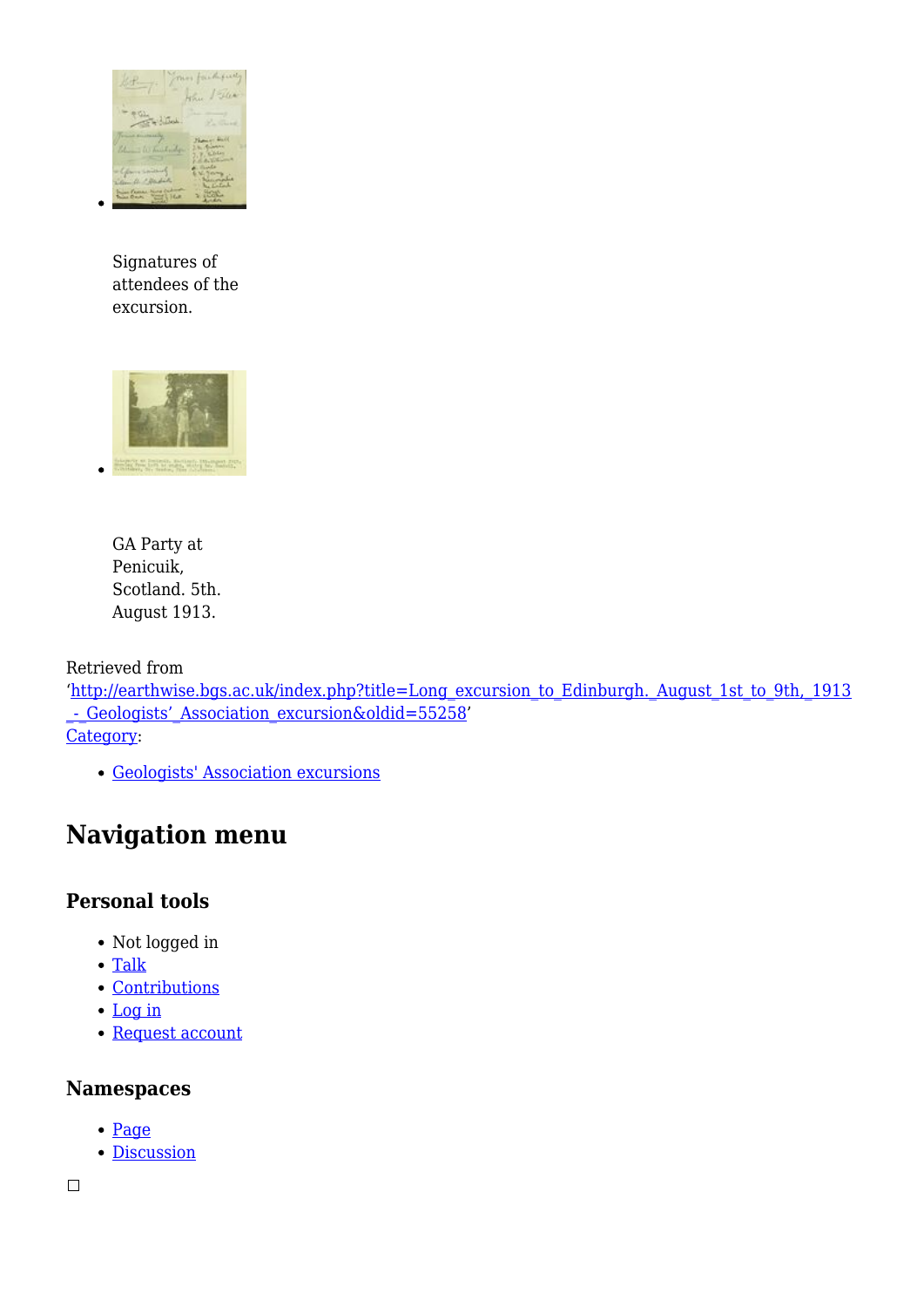- Signatures of attendees of the excursion.

- GA Party at Penicuik, Scotland. 5th. August 1913.

Retrieved from 'http://earthwise.bgs.ac.uk/index.php?title=Long_excursion_to_Edinburgh._August_1st_to_9th,_1913_-_Geologists'_Association_excursion&oldid=55258'

Category:

- Geologists' Association excursions

## Navigation menu

### Personal tools

- Not logged in
- Talk
- Contributions
- Log in
- Request account

### Namespaces

- Page
- Discussion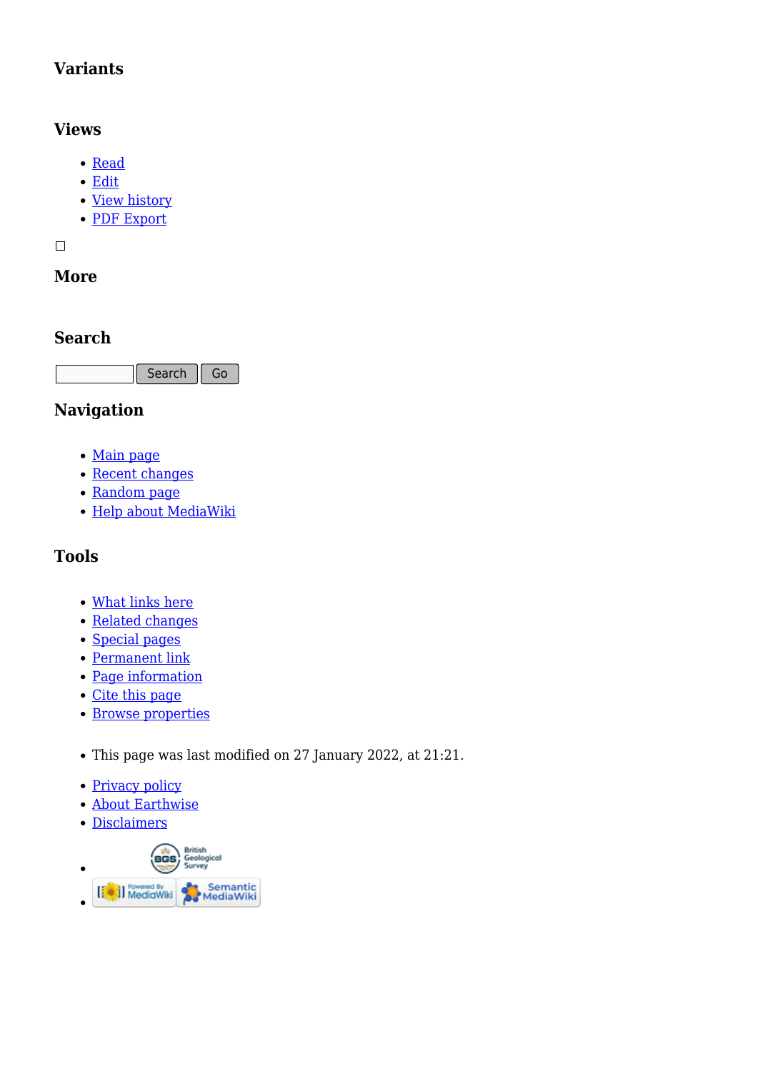## Variants

## Views

- Read
- Edit
- View history
- PDF Export

## More

## Search

Search Go

## Navigation

- Main page
- Recent changes
- Random page
- Help about MediaWiki

## Tools

- What links here
- Related changes
- Special pages
- Permanent link
- Page information
- Cite this page
- Browse properties

- This page was last modified on 27 January 2022, at 21:21.

- Privacy policy
- About Earthwise
- Disclaimers